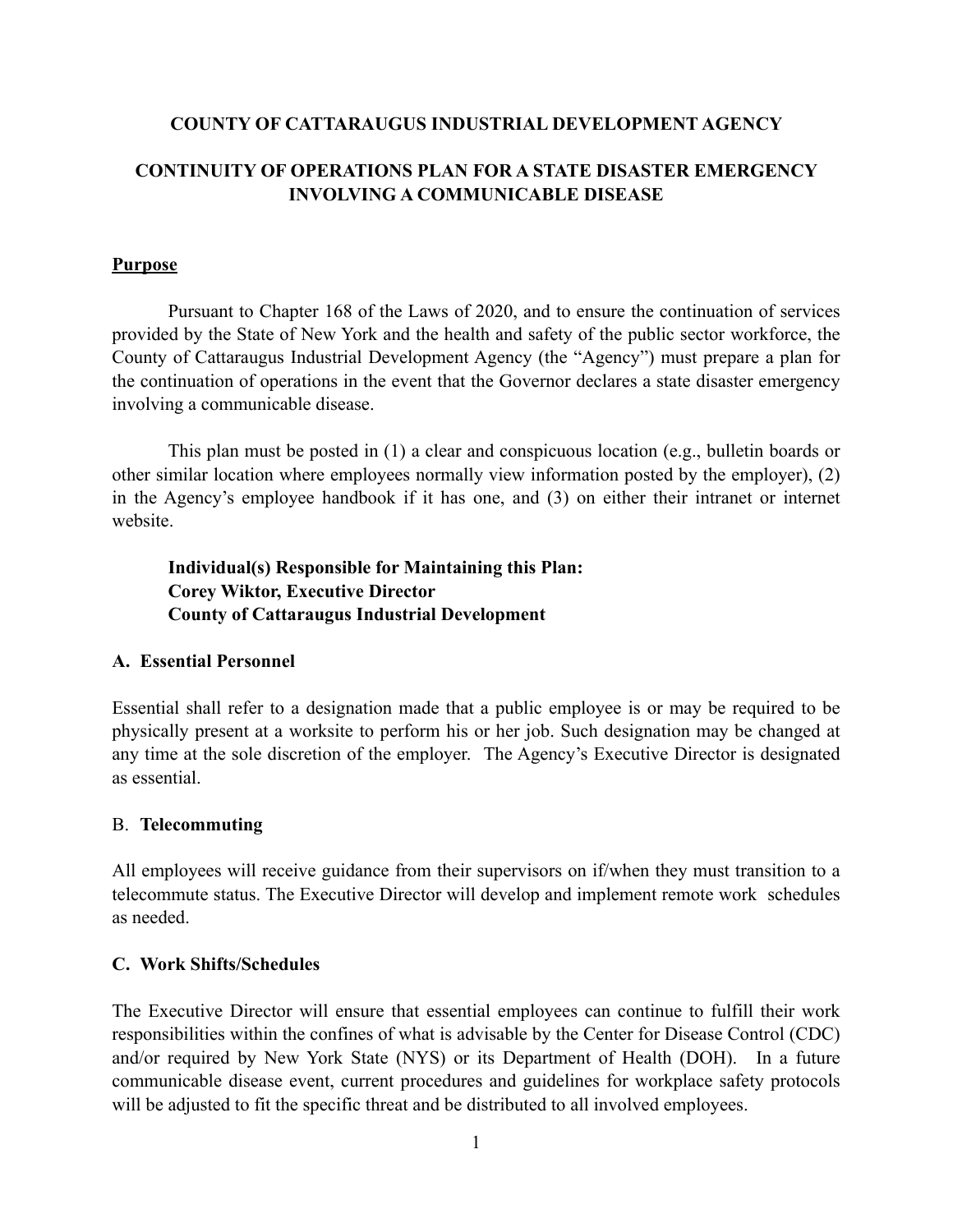**COUNTY OF CATTARAUGUS INDUSTRIAL DEVELOPMENT AGENCY**

**CONTINUITY OF OPERATIONS PLAN FOR A STATE DISASTER EMERGENCY INVOLVING A COMMUNICABLE DISEASE**

## Purpose

Pursuant to Chapter 168 of the Laws of 2020, and to ensure the continuation of services provided by the State of New York and the health and safety of the public sector workforce, the County of Cattaraugus Industrial Development Agency (the "Agency") must prepare a plan for the continuation of operations in the event that the Governor declares a state disaster emergency involving a communicable disease.

This plan must be posted in (1) a clear and conspicuous location (e.g., bulletin boards or other similar location where employees normally view information posted by the employer), (2) in the Agency's employee handbook if it has one, and (3) on either their intranet or internet website.

**Individual(s) Responsible for Maintaining this Plan:**
**Corey Wiktor, Executive Director**
**County of Cattaraugus Industrial Development**

### A. Essential Personnel

Essential shall refer to a designation made that a public employee is or may be required to be physically present at a worksite to perform his or her job. Such designation may be changed at any time at the sole discretion of the employer. The Agency's Executive Director is designated as essential.

### B. Telecommuting

All employees will receive guidance from their supervisors on if/when they must transition to a telecommute status. The Executive Director will develop and implement remote work schedules as needed.

### C. Work Shifts/Schedules

The Executive Director will ensure that essential employees can continue to fulfill their work responsibilities within the confines of what is advisable by the Center for Disease Control (CDC) and/or required by New York State (NYS) or its Department of Health (DOH). In a future communicable disease event, current procedures and guidelines for workplace safety protocols will be adjusted to fit the specific threat and be distributed to all involved employees.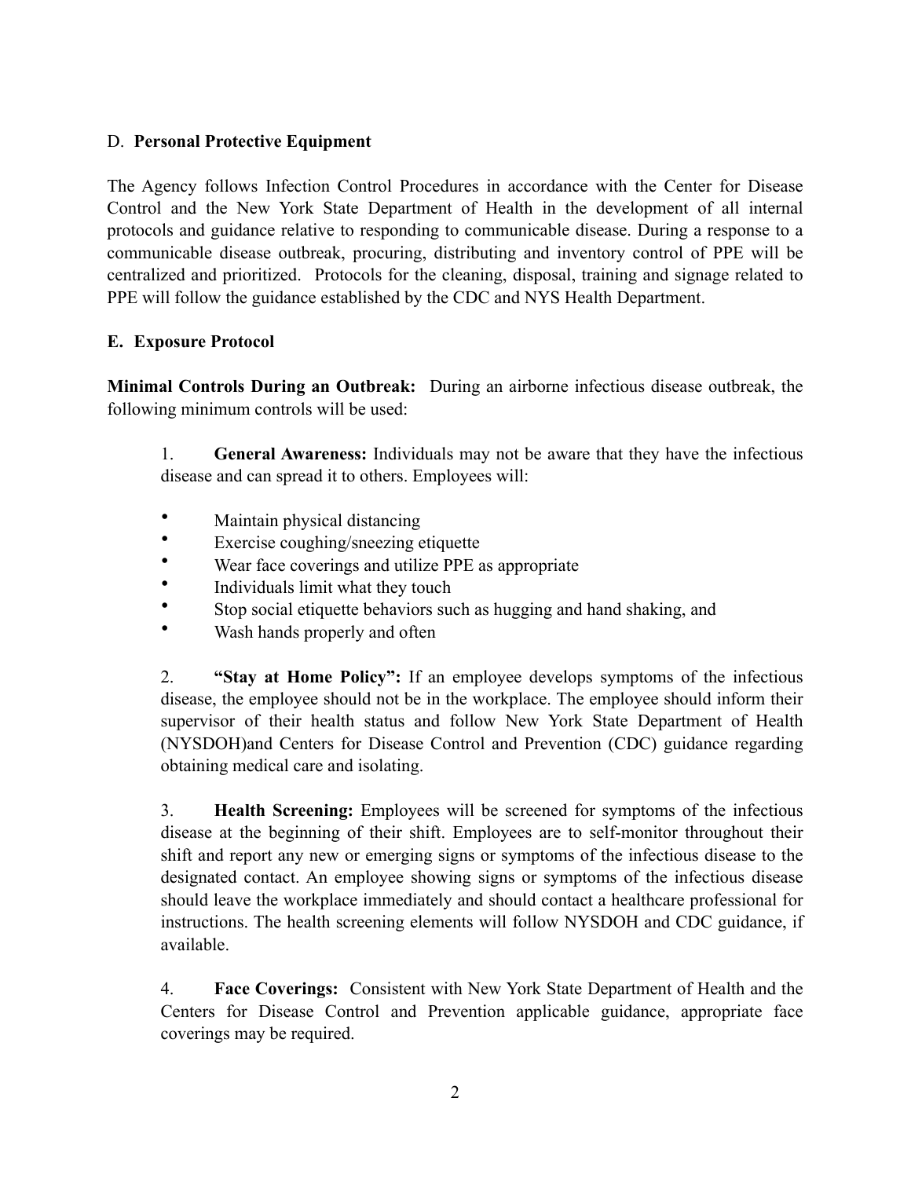## D. **Personal Protective Equipment**

The Agency follows Infection Control Procedures in accordance with the Center for Disease Control and the New York State Department of Health in the development of all internal protocols and guidance relative to responding to communicable disease. During a response to a communicable disease outbreak, procuring, distributing and inventory control of PPE will be centralized and prioritized. Protocols for the cleaning, disposal, training and signage related to PPE will follow the guidance established by the CDC and NYS Health Department.

## E. Exposure Protocol

**Minimal Controls During an Outbreak:** During an airborne infectious disease outbreak, the following minimum controls will be used:

1. **General Awareness:** Individuals may not be aware that they have the infectious disease and can spread it to others. Employees will:

- Maintain physical distancing
- Exercise coughing/sneezing etiquette
- Wear face coverings and utilize PPE as appropriate
- Individuals limit what they touch
- Stop social etiquette behaviors such as hugging and hand shaking, and
- Wash hands properly and often

2. **"Stay at Home Policy":** If an employee develops symptoms of the infectious disease, the employee should not be in the workplace. The employee should inform their supervisor of their health status and follow New York State Department of Health (NYSDOH)and Centers for Disease Control and Prevention (CDC) guidance regarding obtaining medical care and isolating.

3. **Health Screening:** Employees will be screened for symptoms of the infectious disease at the beginning of their shift. Employees are to self-monitor throughout their shift and report any new or emerging signs or symptoms of the infectious disease to the designated contact. An employee showing signs or symptoms of the infectious disease should leave the workplace immediately and should contact a healthcare professional for instructions. The health screening elements will follow NYSDOH and CDC guidance, if available.

4. **Face Coverings:** Consistent with New York State Department of Health and the Centers for Disease Control and Prevention applicable guidance, appropriate face coverings may be required.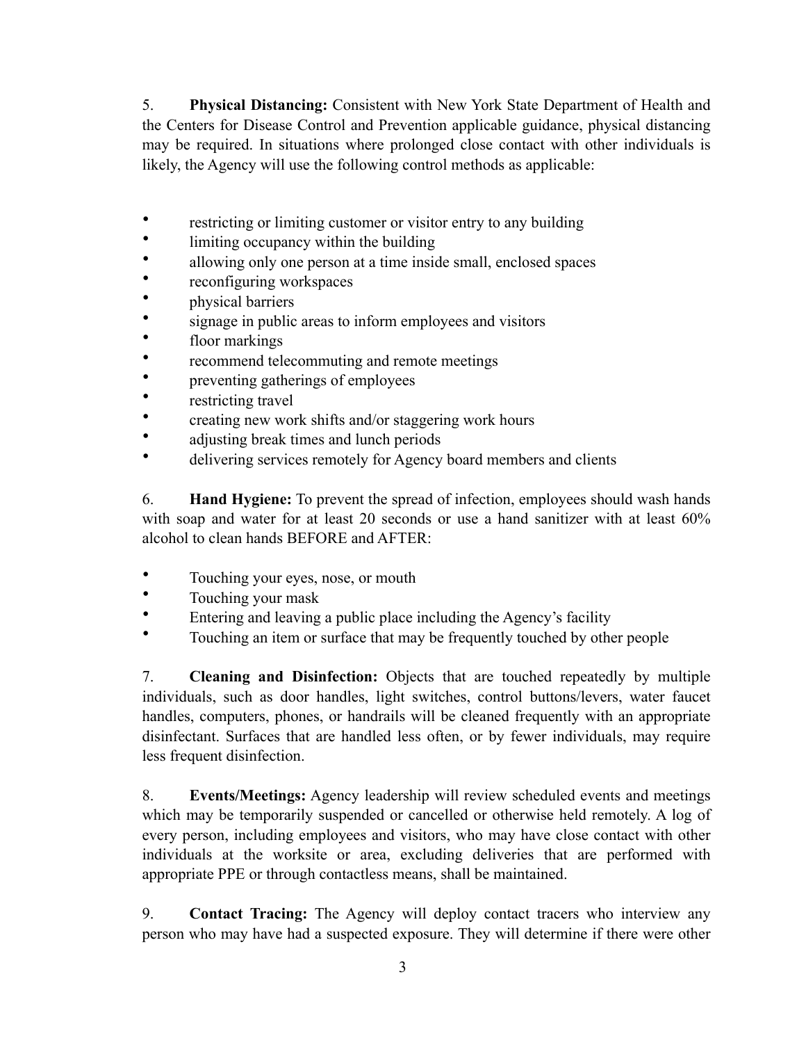5. **Physical Distancing:** Consistent with New York State Department of Health and the Centers for Disease Control and Prevention applicable guidance, physical distancing may be required. In situations where prolonged close contact with other individuals is likely, the Agency will use the following control methods as applicable:

- restricting or limiting customer or visitor entry to any building
- limiting occupancy within the building
- allowing only one person at a time inside small, enclosed spaces
- reconfiguring workspaces
- physical barriers
- signage in public areas to inform employees and visitors
- floor markings
- recommend telecommuting and remote meetings
- preventing gatherings of employees
- restricting travel
- creating new work shifts and/or staggering work hours
- adjusting break times and lunch periods
- delivering services remotely for Agency board members and clients

6. **Hand Hygiene:** To prevent the spread of infection, employees should wash hands with soap and water for at least 20 seconds or use a hand sanitizer with at least 60% alcohol to clean hands BEFORE and AFTER:

- Touching your eyes, nose, or mouth
- Touching your mask
- Entering and leaving a public place including the Agency's facility
- Touching an item or surface that may be frequently touched by other people

7. **Cleaning and Disinfection:** Objects that are touched repeatedly by multiple individuals, such as door handles, light switches, control buttons/levers, water faucet handles, computers, phones, or handrails will be cleaned frequently with an appropriate disinfectant. Surfaces that are handled less often, or by fewer individuals, may require less frequent disinfection.

8. **Events/Meetings:** Agency leadership will review scheduled events and meetings which may be temporarily suspended or cancelled or otherwise held remotely. A log of every person, including employees and visitors, who may have close contact with other individuals at the worksite or area, excluding deliveries that are performed with appropriate PPE or through contactless means, shall be maintained.

9. **Contact Tracing:** The Agency will deploy contact tracers who interview any person who may have had a suspected exposure. They will determine if there were other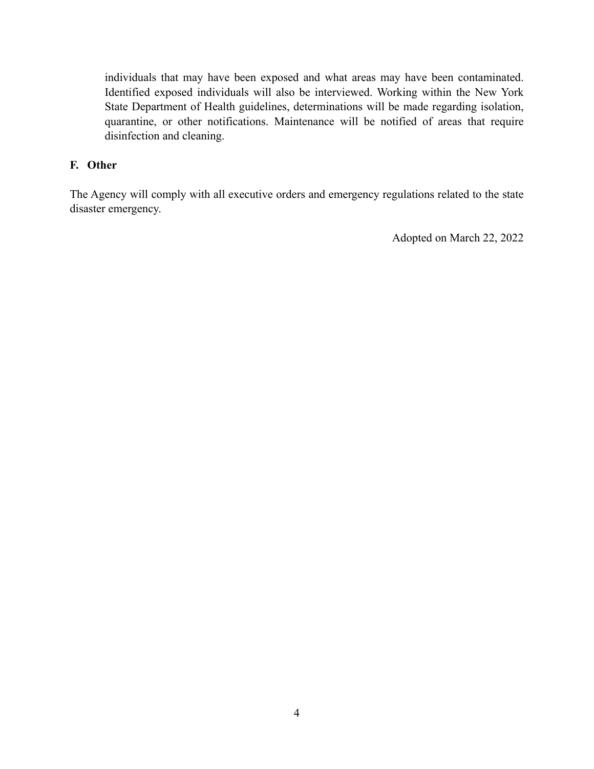individuals that may have been exposed and what areas may have been contaminated. Identified exposed individuals will also be interviewed. Working within the New York State Department of Health guidelines, determinations will be made regarding isolation, quarantine, or other notifications. Maintenance will be notified of areas that require disinfection and cleaning.

### F. Other

The Agency will comply with all executive orders and emergency regulations related to the state disaster emergency.

Adopted on March 22, 2022